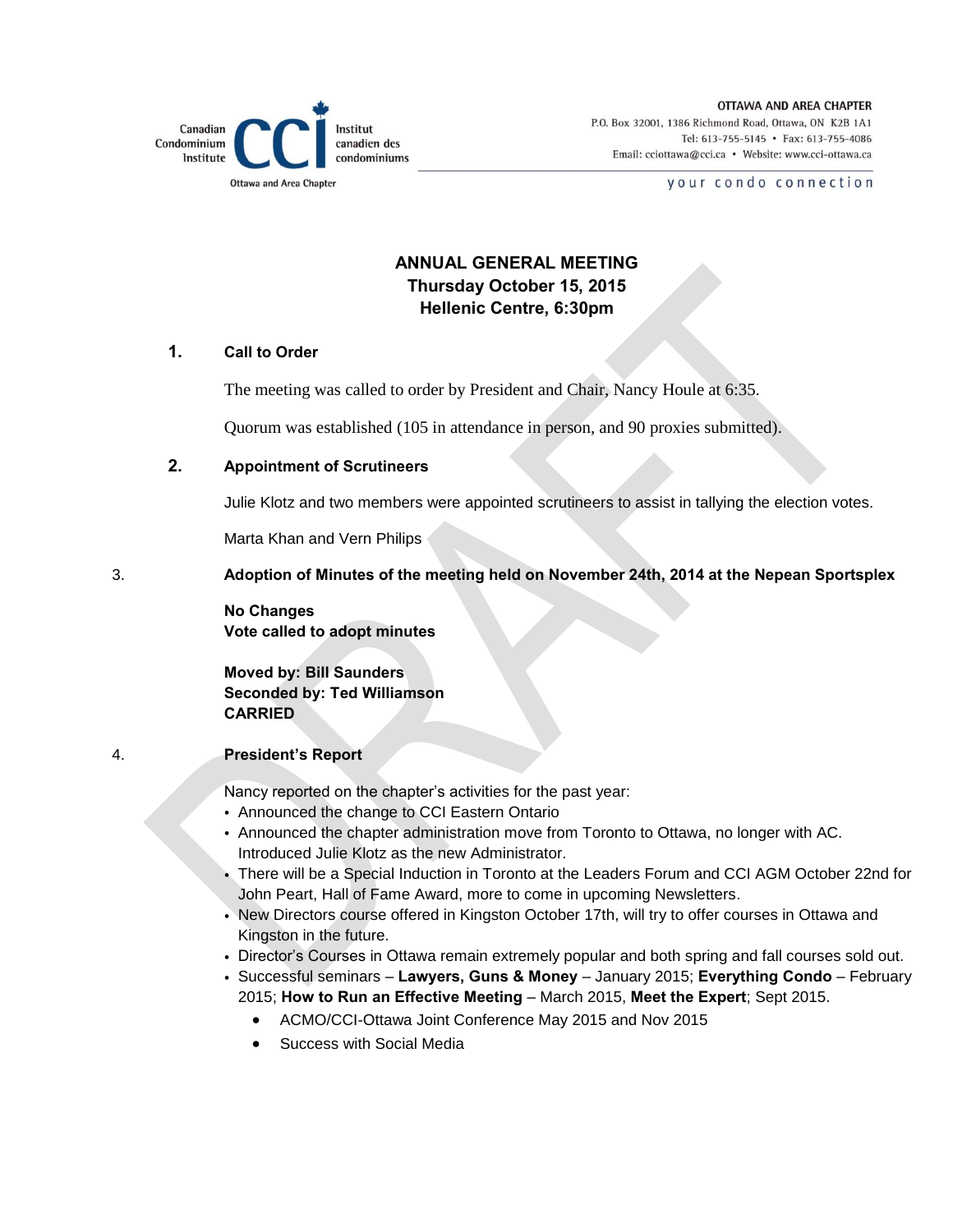Canadian Condominium Institute CCI Institut canadien des condominiums

Ottawa and Area Chapter

**OTTAWA AND AREA CHAPTER**
P.O. Box 32001, 1386 Richmond Road, Ottawa, ON K2B 1A1
Tel: 613-755-5145 • Fax: 613-755-4086
Email: cciottawa@cci.ca • Website: www.cci-ottawa.ca

your condo connection

# ANNUAL GENERAL MEETING
## Thursday October 15, 2015
## Hellenic Centre, 6:30pm

**1. Call to Order**

The meeting was called to order by President and Chair, Nancy Houle at 6:35.

Quorum was established (105 in attendance in person, and 90 proxies submitted).

**2. Appointment of Scrutineers**

Julie Klotz and two members were appointed scrutineers to assist in tallying the election votes.

Marta Khan and Vern Philips

**3. Adoption of Minutes of the meeting held on November 24th, 2014 at the Nepean Sportsplex**

**No Changes**
**Vote called to adopt minutes**

**Moved by: Bill Saunders**
**Seconded by: Ted Williamson**
**CARRIED**

**4. President's Report**

Nancy reported on the chapter's activities for the past year:

- Announced the change to CCI Eastern Ontario
- Announced the chapter administration move from Toronto to Ottawa, no longer with AC. Introduced Julie Klotz as the new Administrator.
- There will be a Special Induction in Toronto at the Leaders Forum and CCI AGM October 22nd for John Peart, Hall of Fame Award, more to come in upcoming Newsletters.
- New Directors course offered in Kingston October 17th, will try to offer courses in Ottawa and Kingston in the future.
- Director's Courses in Ottawa remain extremely popular and both spring and fall courses sold out.
- Successful seminars – **Lawyers, Guns & Money** – January 2015; **Everything Condo** – February 2015; **How to Run an Effective Meeting** – March 2015, **Meet the Expert**; Sept 2015.
  - ACMO/CCI-Ottawa Joint Conference May 2015 and Nov 2015
  - Success with Social Media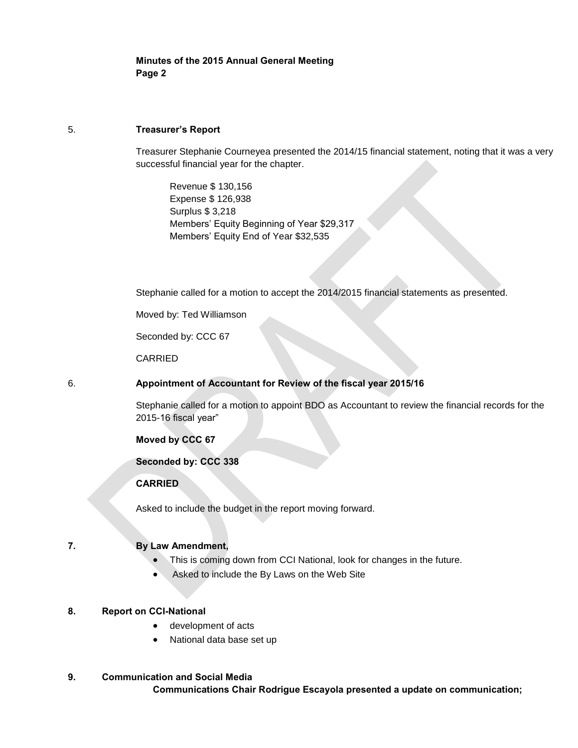**Minutes of the 2015 Annual General Meeting**
**Page 2**

5. **Treasurer's Report**

Treasurer Stephanie Courneyea presented the 2014/15 financial statement, noting that it was a very successful financial year for the chapter.

Revenue $ 130,156
Expense $ 126,938
Surplus $ 3,218
Members' Equity Beginning of Year $29,317
Members' Equity End of Year $32,535

Stephanie called for a motion to accept the 2014/2015 financial statements as presented.

Moved by: Ted Williamson

Seconded by: CCC 67

CARRIED

6. **Appointment of Accountant for Review of the fiscal year 2015/16**

Stephanie called for a motion to appoint BDO as Accountant to review the financial records for the 2015-16 fiscal year"

**Moved by CCC 67**

**Seconded by: CCC 338**

**CARRIED**

Asked to include the budget in the report moving forward.

**7. By Law Amendment,**

- This is coming down from CCI National, look for changes in the future.
- Asked to include the By Laws on the Web Site

**8. Report on CCI-National**

- development of acts
- National data base set up

**9. Communication and Social Media**

**Communications Chair Rodrigue Escayola presented a update on communication;**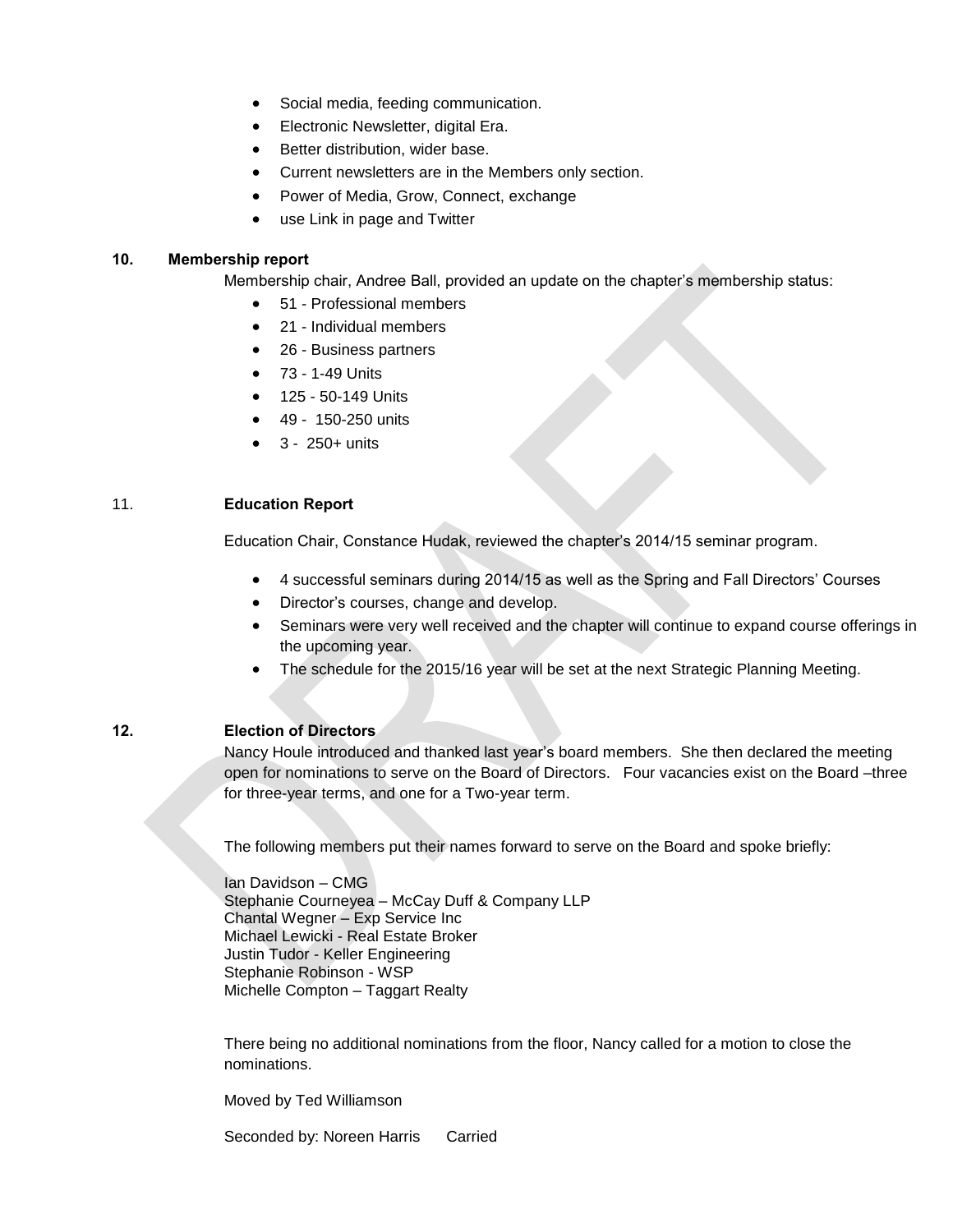- Social media, feeding communication.
- Electronic Newsletter, digital Era.
- Better distribution, wider base.
- Current newsletters are in the Members only section.
- Power of Media, Grow, Connect, exchange
- use Link in page and Twitter

**10. Membership report**

Membership chair, Andree Ball, provided an update on the chapter's membership status:

- 51 - Professional members
- 21 - Individual members
- 26 - Business partners
- 73 - 1-49 Units
- 125 - 50-149 Units
- 49 - 150-250 units
- 3 - 250+ units

11. **Education Report**

Education Chair, Constance Hudak, reviewed the chapter's 2014/15 seminar program.

- 4 successful seminars during 2014/15 as well as the Spring and Fall Directors' Courses
- Director's courses, change and develop.
- Seminars were very well received and the chapter will continue to expand course offerings in the upcoming year.
- The schedule for the 2015/16 year will be set at the next Strategic Planning Meeting.

**12. Election of Directors**

Nancy Houle introduced and thanked last year's board members. She then declared the meeting open for nominations to serve on the Board of Directors. Four vacancies exist on the Board –three for three-year terms, and one for a Two-year term.

The following members put their names forward to serve on the Board and spoke briefly:

Ian Davidson – CMG
Stephanie Courneyea – McCay Duff & Company LLP
Chantal Wegner – Exp Service Inc
Michael Lewicki - Real Estate Broker
Justin Tudor - Keller Engineering
Stephanie Robinson - WSP
Michelle Compton – Taggart Realty

There being no additional nominations from the floor, Nancy called for a motion to close the nominations.

Moved by Ted Williamson

Seconded by: Noreen Harris Carried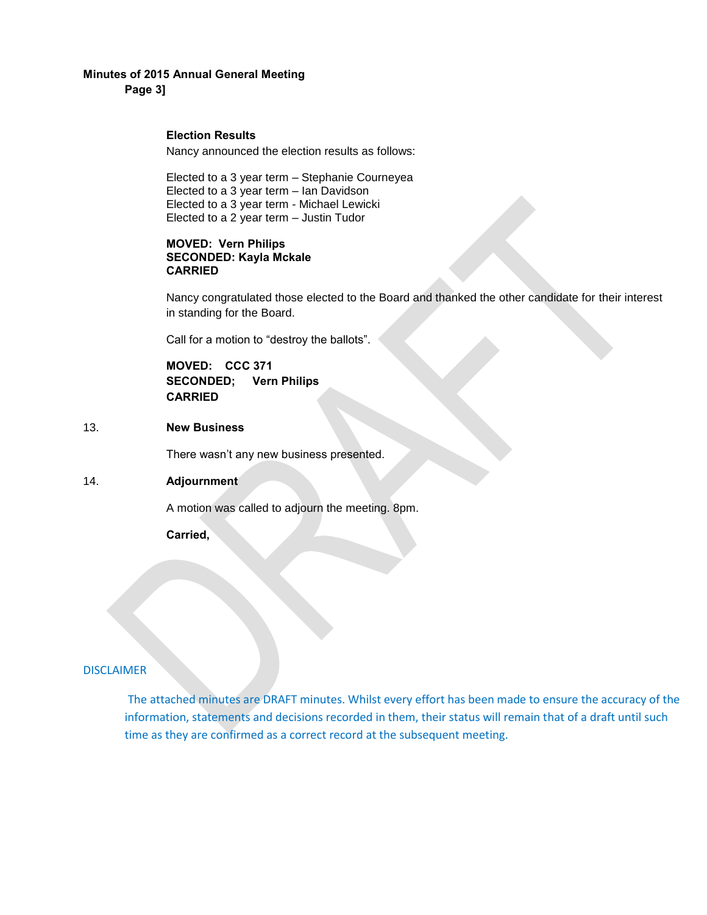**Election Results**

Nancy announced the election results as follows:

Elected to a 3 year term – Stephanie Courneyea
Elected to a 3 year term – Ian Davidson
Elected to a 3 year term - Michael Lewicki
Elected to a 2 year term – Justin Tudor

**MOVED: Vern Philips**
**SECONDED: Kayla Mckale**
**CARRIED**

Nancy congratulated those elected to the Board and thanked the other candidate for their interest in standing for the Board.

Call for a motion to "destroy the ballots".

**MOVED: CCC 371**
**SECONDED; Vern Philips**
**CARRIED**

13. **New Business**

There wasn't any new business presented.

14. **Adjournment**

A motion was called to adjourn the meeting. 8pm.

**Carried,**

DISCLAIMER

The attached minutes are DRAFT minutes. Whilst every effort has been made to ensure the accuracy of the information, statements and decisions recorded in them, their status will remain that of a draft until such time as they are confirmed as a correct record at the subsequent meeting.